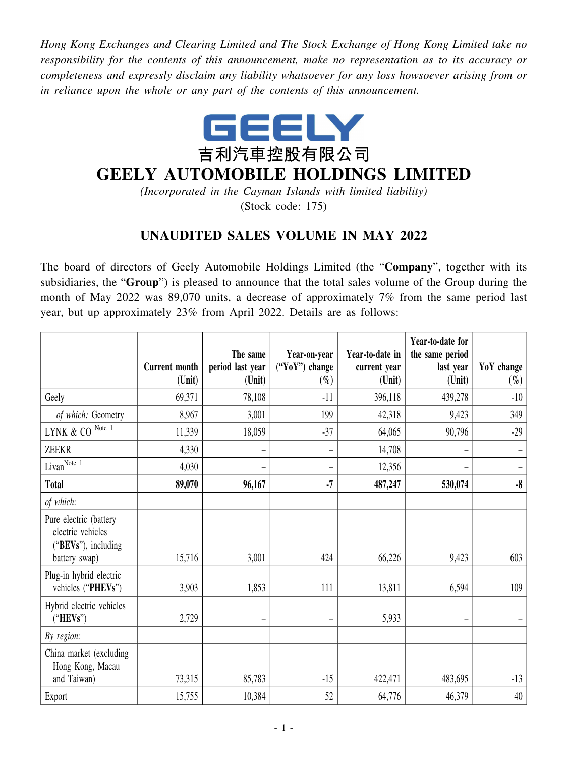*Hong Kong Exchanges and Clearing Limited and The Stock Exchange of Hong Kong Limited take no responsibility for the contents of this announcement, make no representation as to its accuracy or completeness and expressly disclaim any liability whatsoever for any loss howsoever arising from or in reliance upon the whole or any part of the contents of this announcement.*

# GEELY

# 吉利汽車控股有限公司

# GEELY AUTOMOBILE HOLDINGS LIMITED

*(Incorporated in the Cayman Islands with limited liability)*

(Stock code: 175)

## UNAUDITED SALES VOLUME IN MAY 2022

The board of directors of Geely Automobile Holdings Limited (the "**Company**", together with its subsidiaries, the "**Group**") is pleased to announce that the total sales volume of the Group during the month of May 2022 was 89,070 units, a decrease of approximately 7% from the same period last year, but up approximately 23% from April 2022. Details are as follows:

| | Current month (Unit) | The same period last year (Unit) | Year-on-year ("YoY") change (%) | Year-to-date in current year (Unit) | Year-to-date for the same period last year (Unit) | YoY change (%) |
|---|---|---|---|---|---|---|
| Geely | 69,371 | 78,108 | -11 | 396,118 | 439,278 | -10 |
| *of which:* Geometry | 8,967 | 3,001 | 199 | 42,318 | 9,423 | 349 |
| LYNK & CO Note 1 | 11,339 | 18,059 | -37 | 64,065 | 90,796 | -29 |
| ZEEKR | 4,330 | – | – | 14,708 | – | – |
| Livan Note 1 | 4,030 | – | – | 12,356 | – | – |
| **Total** | **89,070** | **96,167** | **-7** | **487,247** | **530,074** | **-8** |
| *of which:* | | | | | | |
| Pure electric (battery electric vehicles ("**BEVs**"), including battery swap) | 15,716 | 3,001 | 424 | 66,226 | 9,423 | 603 |
| Plug-in hybrid electric vehicles ("**PHEVs**") | 3,903 | 1,853 | 111 | 13,811 | 6,594 | 109 |
| Hybrid electric vehicles ("**HEVs**") | 2,729 | – | – | 5,933 | – | – |
| *By region:* | | | | | | |
| China market (excluding Hong Kong, Macau and Taiwan) | 73,315 | 85,783 | -15 | 422,471 | 483,695 | -13 |
| Export | 15,755 | 10,384 | 52 | 64,776 | 46,379 | 40 |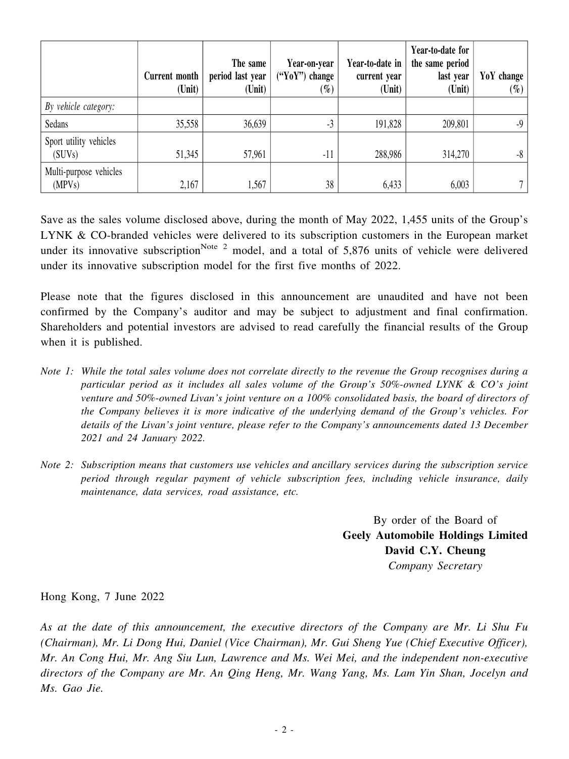| | Current month (Unit) | The same period last year (Unit) | Year-on-year ("YoY") change (%) | Year-to-date in current year (Unit) | Year-to-date for the same period last year (Unit) | YoY change (%) |
|---|---|---|---|---|---|---|
| *By vehicle category:* | | | | | | |
| Sedans | 35,558 | 36,639 | -3 | 191,828 | 209,801 | -9 |
| Sport utility vehicles (SUVs) | 51,345 | 57,961 | -11 | 288,986 | 314,270 | -8 |
| Multi-purpose vehicles (MPVs) | 2,167 | 1,567 | 38 | 6,433 | 6,003 | 7 |

Save as the sales volume disclosed above, during the month of May 2022, 1,455 units of the Group's LYNK & CO-branded vehicles were delivered to its subscription customers in the European market under its innovative subscription[Note 2] model, and a total of 5,876 units of vehicle were delivered under its innovative subscription model for the first five months of 2022.

Please note that the figures disclosed in this announcement are unaudited and have not been confirmed by the Company's auditor and may be subject to adjustment and final confirmation. Shareholders and potential investors are advised to read carefully the financial results of the Group when it is published.

*Note 1: While the total sales volume does not correlate directly to the revenue the Group recognises during a particular period as it includes all sales volume of the Group's 50%-owned LYNK & CO's joint venture and 50%-owned Livan's joint venture on a 100% consolidated basis, the board of directors of the Company believes it is more indicative of the underlying demand of the Group's vehicles. For details of the Livan's joint venture, please refer to the Company's announcements dated 13 December 2021 and 24 January 2022.*

*Note 2: Subscription means that customers use vehicles and ancillary services during the subscription service period through regular payment of vehicle subscription fees, including vehicle insurance, daily maintenance, data services, road assistance, etc.*

By order of the Board of
**Geely Automobile Holdings Limited**
**David C.Y. Cheung**
*Company Secretary*

Hong Kong, 7 June 2022

*As at the date of this announcement, the executive directors of the Company are Mr. Li Shu Fu (Chairman), Mr. Li Dong Hui, Daniel (Vice Chairman), Mr. Gui Sheng Yue (Chief Executive Officer), Mr. An Cong Hui, Mr. Ang Siu Lun, Lawrence and Ms. Wei Mei, and the independent non-executive directors of the Company are Mr. An Qing Heng, Mr. Wang Yang, Ms. Lam Yin Shan, Jocelyn and Ms. Gao Jie.*